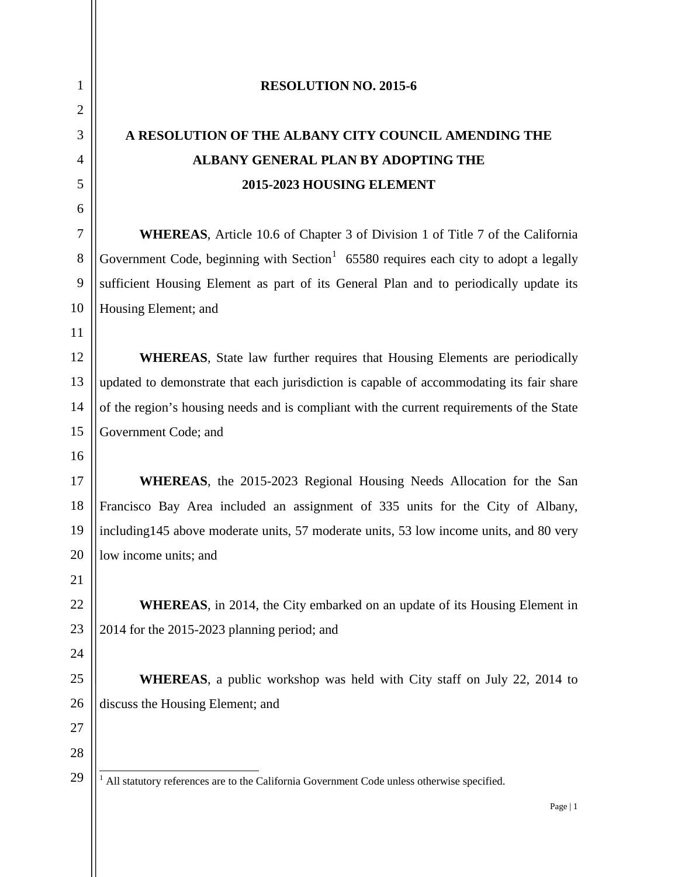**RESOLUTION NO. 2015-6**

**A RESOLUTION OF THE ALBANY CITY COUNCIL AMENDING THE ALBANY GENERAL PLAN BY ADOPTING THE 2015-2023 HOUSING ELEMENT**

**WHEREAS**, Article 10.6 of Chapter 3 of Division 1 of Title 7 of the California Government Code, beginning with Section[1] 65580 requires each city to adopt a legally sufficient Housing Element as part of its General Plan and to periodically update its Housing Element; and

**WHEREAS**, State law further requires that Housing Elements are periodically updated to demonstrate that each jurisdiction is capable of accommodating its fair share of the region's housing needs and is compliant with the current requirements of the State Government Code; and

**WHEREAS**, the 2015-2023 Regional Housing Needs Allocation for the San Francisco Bay Area included an assignment of 335 units for the City of Albany, including145 above moderate units, 57 moderate units, 53 low income units, and 80 very low income units; and

**WHEREAS**, in 2014, the City embarked on an update of its Housing Element in 2014 for the 2015-2023 planning period; and

**WHEREAS**, a public workshop was held with City staff on July 22, 2014 to discuss the Housing Element; and

[1] All statutory references are to the California Government Code unless otherwise specified.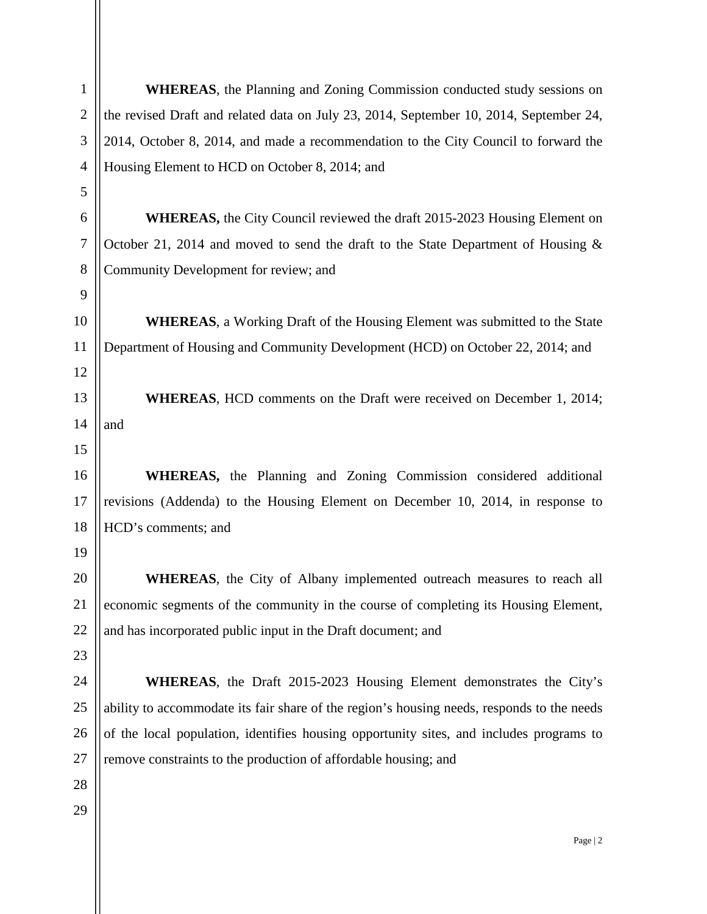**WHEREAS**, the Planning and Zoning Commission conducted study sessions on the revised Draft and related data on July 23, 2014, September 10, 2014, September 24, 2014, October 8, 2014, and made a recommendation to the City Council to forward the Housing Element to HCD on October 8, 2014; and

**WHEREAS,** the City Council reviewed the draft 2015-2023 Housing Element on October 21, 2014 and moved to send the draft to the State Department of Housing & Community Development for review; and

**WHEREAS**, a Working Draft of the Housing Element was submitted to the State Department of Housing and Community Development (HCD) on October 22, 2014; and

**WHEREAS**, HCD comments on the Draft were received on December 1, 2014; and

**WHEREAS,** the Planning and Zoning Commission considered additional revisions (Addenda) to the Housing Element on December 10, 2014, in response to HCD's comments; and

**WHEREAS**, the City of Albany implemented outreach measures to reach all economic segments of the community in the course of completing its Housing Element, and has incorporated public input in the Draft document; and

**WHEREAS**, the Draft 2015-2023 Housing Element demonstrates the City's ability to accommodate its fair share of the region's housing needs, responds to the needs of the local population, identifies housing opportunity sites, and includes programs to remove constraints to the production of affordable housing; and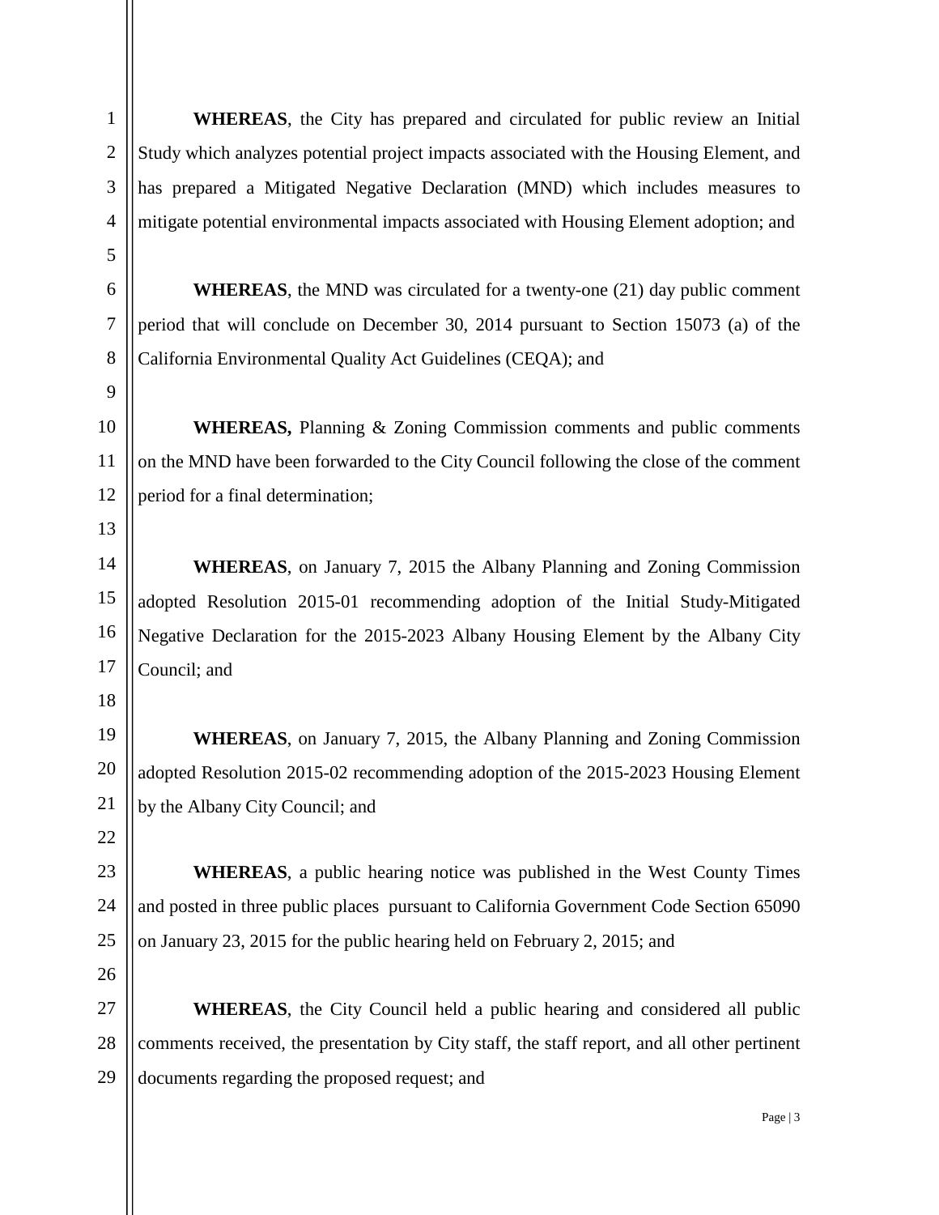**WHEREAS**, the City has prepared and circulated for public review an Initial Study which analyzes potential project impacts associated with the Housing Element, and has prepared a Mitigated Negative Declaration (MND) which includes measures to mitigate potential environmental impacts associated with Housing Element adoption; and

**WHEREAS**, the MND was circulated for a twenty-one (21) day public comment period that will conclude on December 30, 2014 pursuant to Section 15073 (a) of the California Environmental Quality Act Guidelines (CEQA); and

**WHEREAS,** Planning & Zoning Commission comments and public comments on the MND have been forwarded to the City Council following the close of the comment period for a final determination;

**WHEREAS**, on January 7, 2015 the Albany Planning and Zoning Commission adopted Resolution 2015-01 recommending adoption of the Initial Study-Mitigated Negative Declaration for the 2015-2023 Albany Housing Element by the Albany City Council; and

**WHEREAS**, on January 7, 2015, the Albany Planning and Zoning Commission adopted Resolution 2015-02 recommending adoption of the 2015-2023 Housing Element by the Albany City Council; and

**WHEREAS**, a public hearing notice was published in the West County Times and posted in three public places pursuant to California Government Code Section 65090 on January 23, 2015 for the public hearing held on February 2, 2015; and

**WHEREAS**, the City Council held a public hearing and considered all public comments received, the presentation by City staff, the staff report, and all other pertinent documents regarding the proposed request; and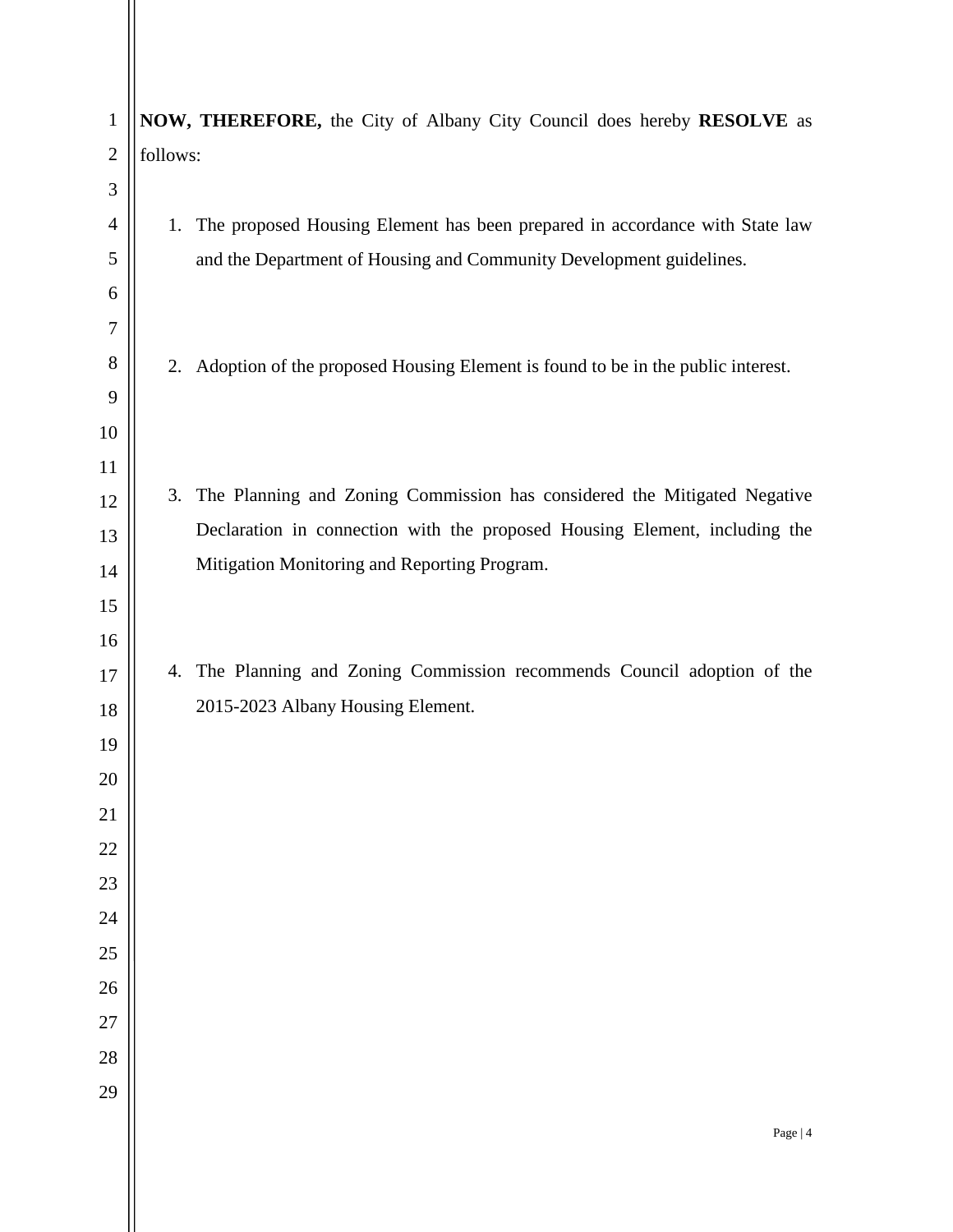**NOW, THEREFORE,** the City of Albany City Council does hereby **RESOLVE** as follows:

1. The proposed Housing Element has been prepared in accordance with State law and the Department of Housing and Community Development guidelines.

2. Adoption of the proposed Housing Element is found to be in the public interest.

3. The Planning and Zoning Commission has considered the Mitigated Negative Declaration in connection with the proposed Housing Element, including the Mitigation Monitoring and Reporting Program.

4. The Planning and Zoning Commission recommends Council adoption of the 2015-2023 Albany Housing Element.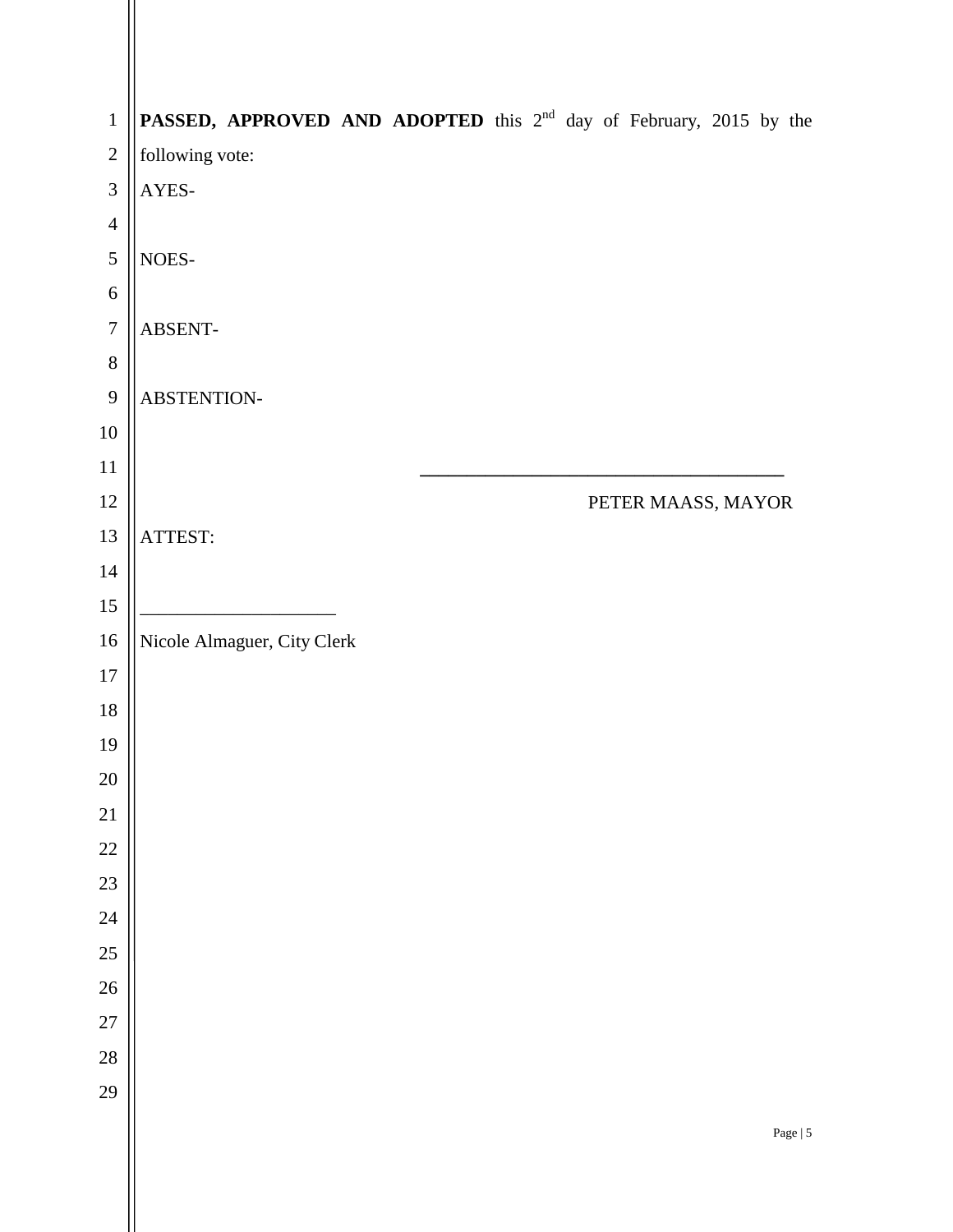**PASSED, APPROVED AND ADOPTED** this 2nd day of February, 2015 by the following vote:

AYES-

NOES-

ABSENT-

ABSTENTION-

\_\_\_\_\_\_\_\_\_\_\_\_\_\_\_\_\_\_\_\_\_\_\_\_\_\_\_\_\_\_\_\_\_\_\_\_

PETER MAASS, MAYOR

ATTEST:

\_\_\_\_\_\_\_\_\_\_\_\_\_\_\_\_\_\_\_\_

Nicole Almaguer, City Clerk